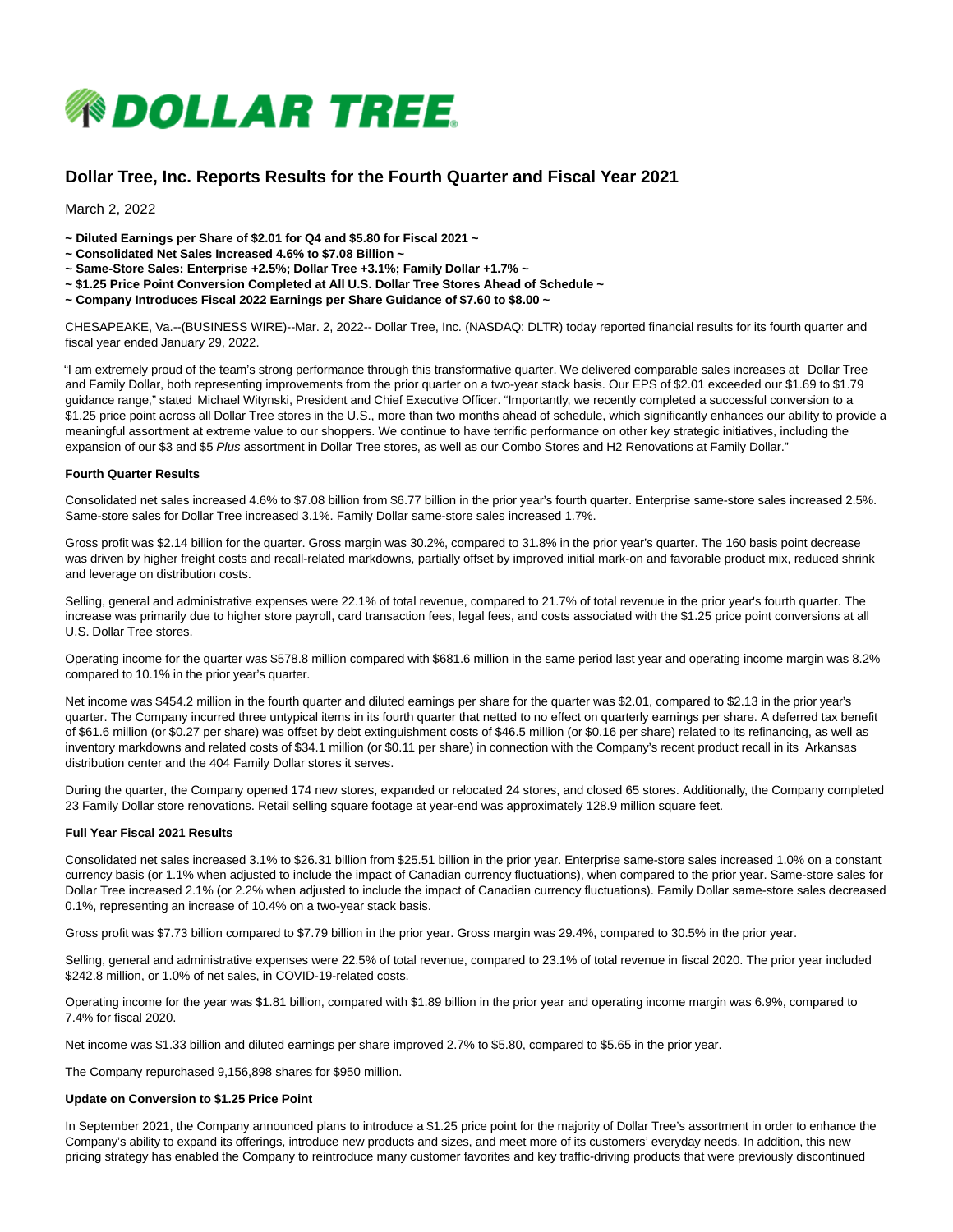# Dollar Tree, Inc. Reports Results for the Fourth Quarter and Fiscal Year 2021

March 2, 2022

- **~ Diluted Earnings per Share of $2.01 for Q4 and $5.80 for Fiscal 2021 ~**
- **~ Consolidated Net Sales Increased 4.6% to $7.08 Billion ~**
- **~ Same-Store Sales: Enterprise +2.5%; Dollar Tree +3.1%; Family Dollar +1.7% ~**
- **~ $1.25 Price Point Conversion Completed at All U.S. Dollar Tree Stores Ahead of Schedule ~**
- **~ Company Introduces Fiscal 2022 Earnings per Share Guidance of $7.60 to $8.00 ~**

CHESAPEAKE, Va.--(BUSINESS WIRE)--Mar. 2, 2022-- Dollar Tree, Inc. (NASDAQ: DLTR) today reported financial results for its fourth quarter and fiscal year ended January 29, 2022.

"I am extremely proud of the team's strong performance through this transformative quarter. We delivered comparable sales increases at Dollar Tree and Family Dollar, both representing improvements from the prior quarter on a two-year stack basis. Our EPS of $2.01 exceeded our $1.69 to $1.79 guidance range," stated Michael Witynski, President and Chief Executive Officer. "Importantly, we recently completed a successful conversion to a $1.25 price point across all Dollar Tree stores in the U.S., more than two months ahead of schedule, which significantly enhances our ability to provide a meaningful assortment at extreme value to our shoppers. We continue to have terrific performance on other key strategic initiatives, including the expansion of our $3 and $5 *Plus* assortment in Dollar Tree stores, as well as our Combo Stores and H2 Renovations at Family Dollar."

**Fourth Quarter Results**

Consolidated net sales increased 4.6% to $7.08 billion from $6.77 billion in the prior year's fourth quarter. Enterprise same-store sales increased 2.5%. Same-store sales for Dollar Tree increased 3.1%. Family Dollar same-store sales increased 1.7%.

Gross profit was $2.14 billion for the quarter. Gross margin was 30.2%, compared to 31.8% in the prior year's quarter. The 160 basis point decrease was driven by higher freight costs and recall-related markdowns, partially offset by improved initial mark-on and favorable product mix, reduced shrink and leverage on distribution costs.

Selling, general and administrative expenses were 22.1% of total revenue, compared to 21.7% of total revenue in the prior year's fourth quarter. The increase was primarily due to higher store payroll, card transaction fees, legal fees, and costs associated with the $1.25 price point conversions at all U.S. Dollar Tree stores.

Operating income for the quarter was $578.8 million compared with $681.6 million in the same period last year and operating income margin was 8.2% compared to 10.1% in the prior year's quarter.

Net income was $454.2 million in the fourth quarter and diluted earnings per share for the quarter was $2.01, compared to $2.13 in the prior year's quarter. The Company incurred three untypical items in its fourth quarter that netted to no effect on quarterly earnings per share. A deferred tax benefit of $61.6 million (or $0.27 per share) was offset by debt extinguishment costs of $46.5 million (or $0.16 per share) related to its refinancing, as well as inventory markdowns and related costs of $34.1 million (or $0.11 per share) in connection with the Company's recent product recall in its Arkansas distribution center and the 404 Family Dollar stores it serves.

During the quarter, the Company opened 174 new stores, expanded or relocated 24 stores, and closed 65 stores. Additionally, the Company completed 23 Family Dollar store renovations. Retail selling square footage at year-end was approximately 128.9 million square feet.

**Full Year Fiscal 2021 Results**

Consolidated net sales increased 3.1% to $26.31 billion from $25.51 billion in the prior year. Enterprise same-store sales increased 1.0% on a constant currency basis (or 1.1% when adjusted to include the impact of Canadian currency fluctuations), when compared to the prior year. Same-store sales for Dollar Tree increased 2.1% (or 2.2% when adjusted to include the impact of Canadian currency fluctuations). Family Dollar same-store sales decreased 0.1%, representing an increase of 10.4% on a two-year stack basis.

Gross profit was $7.73 billion compared to $7.79 billion in the prior year. Gross margin was 29.4%, compared to 30.5% in the prior year.

Selling, general and administrative expenses were 22.5% of total revenue, compared to 23.1% of total revenue in fiscal 2020. The prior year included $242.8 million, or 1.0% of net sales, in COVID-19-related costs.

Operating income for the year was $1.81 billion, compared with $1.89 billion in the prior year and operating income margin was 6.9%, compared to 7.4% for fiscal 2020.

Net income was $1.33 billion and diluted earnings per share improved 2.7% to $5.80, compared to $5.65 in the prior year.

The Company repurchased 9,156,898 shares for $950 million.

**Update on Conversion to $1.25 Price Point**

In September 2021, the Company announced plans to introduce a $1.25 price point for the majority of Dollar Tree's assortment in order to enhance the Company's ability to expand its offerings, introduce new products and sizes, and meet more of its customers' everyday needs. In addition, this new pricing strategy has enabled the Company to reintroduce many customer favorites and key traffic-driving products that were previously discontinued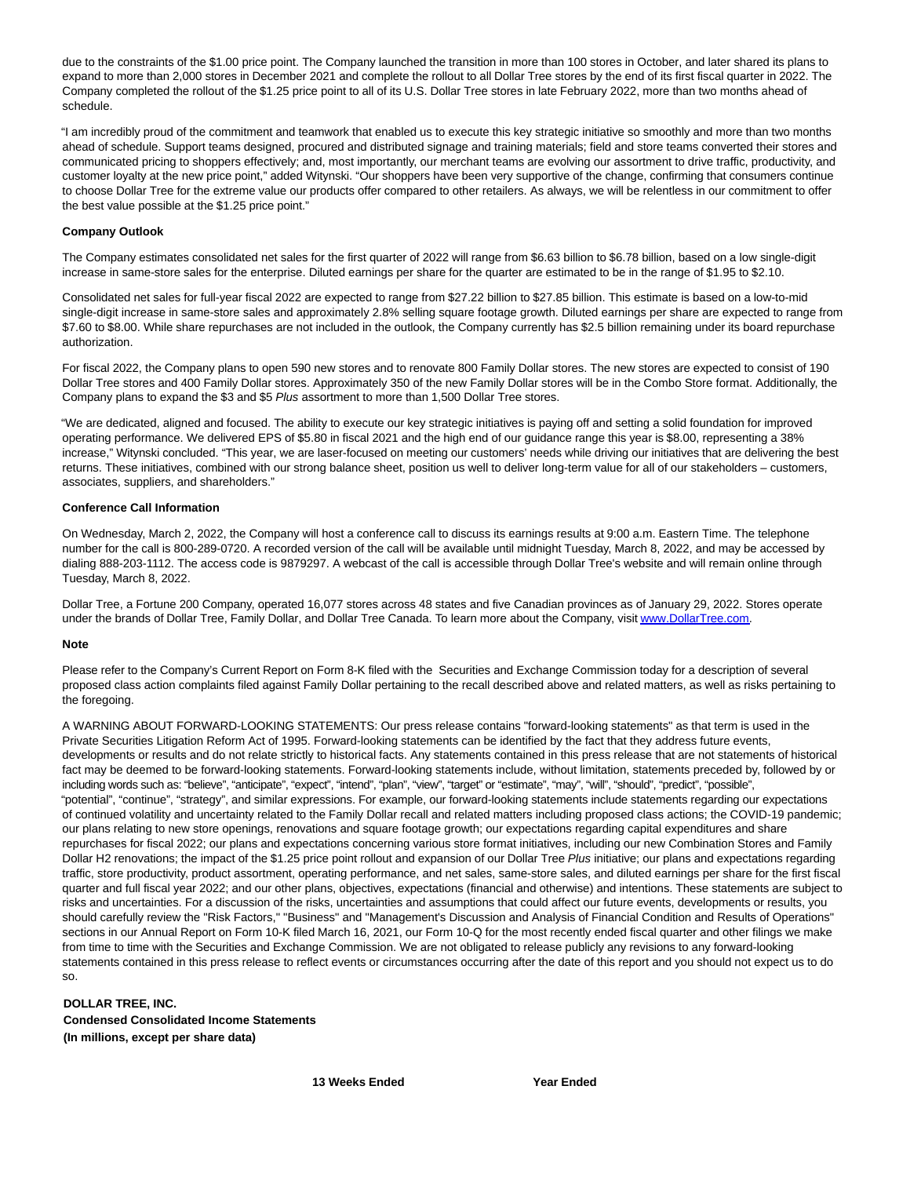due to the constraints of the $1.00 price point. The Company launched the transition in more than 100 stores in October, and later shared its plans to expand to more than 2,000 stores in December 2021 and complete the rollout to all Dollar Tree stores by the end of its first fiscal quarter in 2022. The Company completed the rollout of the $1.25 price point to all of its U.S. Dollar Tree stores in late February 2022, more than two months ahead of schedule.

"I am incredibly proud of the commitment and teamwork that enabled us to execute this key strategic initiative so smoothly and more than two months ahead of schedule. Support teams designed, procured and distributed signage and training materials; field and store teams converted their stores and communicated pricing to shoppers effectively; and, most importantly, our merchant teams are evolving our assortment to drive traffic, productivity, and customer loyalty at the new price point," added Witynski. "Our shoppers have been very supportive of the change, confirming that consumers continue to choose Dollar Tree for the extreme value our products offer compared to other retailers. As always, we will be relentless in our commitment to offer the best value possible at the $1.25 price point."

**Company Outlook**

The Company estimates consolidated net sales for the first quarter of 2022 will range from $6.63 billion to $6.78 billion, based on a low single-digit increase in same-store sales for the enterprise. Diluted earnings per share for the quarter are estimated to be in the range of $1.95 to $2.10.

Consolidated net sales for full-year fiscal 2022 are expected to range from $27.22 billion to $27.85 billion. This estimate is based on a low-to-mid single-digit increase in same-store sales and approximately 2.8% selling square footage growth. Diluted earnings per share are expected to range from $7.60 to $8.00. While share repurchases are not included in the outlook, the Company currently has $2.5 billion remaining under its board repurchase authorization.

For fiscal 2022, the Company plans to open 590 new stores and to renovate 800 Family Dollar stores. The new stores are expected to consist of 190 Dollar Tree stores and 400 Family Dollar stores. Approximately 350 of the new Family Dollar stores will be in the Combo Store format. Additionally, the Company plans to expand the $3 and $5 *Plus* assortment to more than 1,500 Dollar Tree stores.

"We are dedicated, aligned and focused. The ability to execute our key strategic initiatives is paying off and setting a solid foundation for improved operating performance. We delivered EPS of $5.80 in fiscal 2021 and the high end of our guidance range this year is $8.00, representing a 38% increase," Witynski concluded. "This year, we are laser-focused on meeting our customers' needs while driving our initiatives that are delivering the best returns. These initiatives, combined with our strong balance sheet, position us well to deliver long-term value for all of our stakeholders – customers, associates, suppliers, and shareholders."

**Conference Call Information**

On Wednesday, March 2, 2022, the Company will host a conference call to discuss its earnings results at 9:00 a.m. Eastern Time. The telephone number for the call is 800-289-0720. A recorded version of the call will be available until midnight Tuesday, March 8, 2022, and may be accessed by dialing 888-203-1112. The access code is 9879297. A webcast of the call is accessible through Dollar Tree's website and will remain online through Tuesday, March 8, 2022.

Dollar Tree, a Fortune 200 Company, operated 16,077 stores across 48 states and five Canadian provinces as of January 29, 2022. Stores operate under the brands of Dollar Tree, Family Dollar, and Dollar Tree Canada. To learn more about the Company, visit [www.DollarTree.com](www.DollarTree.com).

**Note**

Please refer to the Company's Current Report on Form 8-K filed with the Securities and Exchange Commission today for a description of several proposed class action complaints filed against Family Dollar pertaining to the recall described above and related matters, as well as risks pertaining to the foregoing.

A WARNING ABOUT FORWARD-LOOKING STATEMENTS: Our press release contains "forward-looking statements" as that term is used in the Private Securities Litigation Reform Act of 1995. Forward-looking statements can be identified by the fact that they address future events, developments or results and do not relate strictly to historical facts. Any statements contained in this press release that are not statements of historical fact may be deemed to be forward-looking statements. Forward-looking statements include, without limitation, statements preceded by, followed by or including words such as: "believe", "anticipate", "expect", "intend", "plan", "view", "target" or "estimate", "may", "will", "should", "predict", "possible", "potential", "continue", "strategy", and similar expressions. For example, our forward-looking statements include statements regarding our expectations of continued volatility and uncertainty related to the Family Dollar recall and related matters including proposed class actions; the COVID-19 pandemic; our plans relating to new store openings, renovations and square footage growth; our expectations regarding capital expenditures and share repurchases for fiscal 2022; our plans and expectations concerning various store format initiatives, including our new Combination Stores and Family Dollar H2 renovations; the impact of the $1.25 price point rollout and expansion of our Dollar Tree *Plus* initiative; our plans and expectations regarding traffic, store productivity, product assortment, operating performance, and net sales, same-store sales, and diluted earnings per share for the first fiscal quarter and full fiscal year 2022; and our other plans, objectives, expectations (financial and otherwise) and intentions. These statements are subject to risks and uncertainties. For a discussion of the risks, uncertainties and assumptions that could affect our future events, developments or results, you should carefully review the "Risk Factors," "Business" and "Management's Discussion and Analysis of Financial Condition and Results of Operations" sections in our Annual Report on Form 10-K filed March 16, 2021, our Form 10-Q for the most recently ended fiscal quarter and other filings we make from time to time with the Securities and Exchange Commission. We are not obligated to release publicly any revisions to any forward-looking statements contained in this press release to reflect events or circumstances occurring after the date of this report and you should not expect us to do so.

**DOLLAR TREE, INC.**
**Condensed Consolidated Income Statements**
**(In millions, except per share data)**

| | 13 Weeks Ended | Year Ended |
|---|---|---|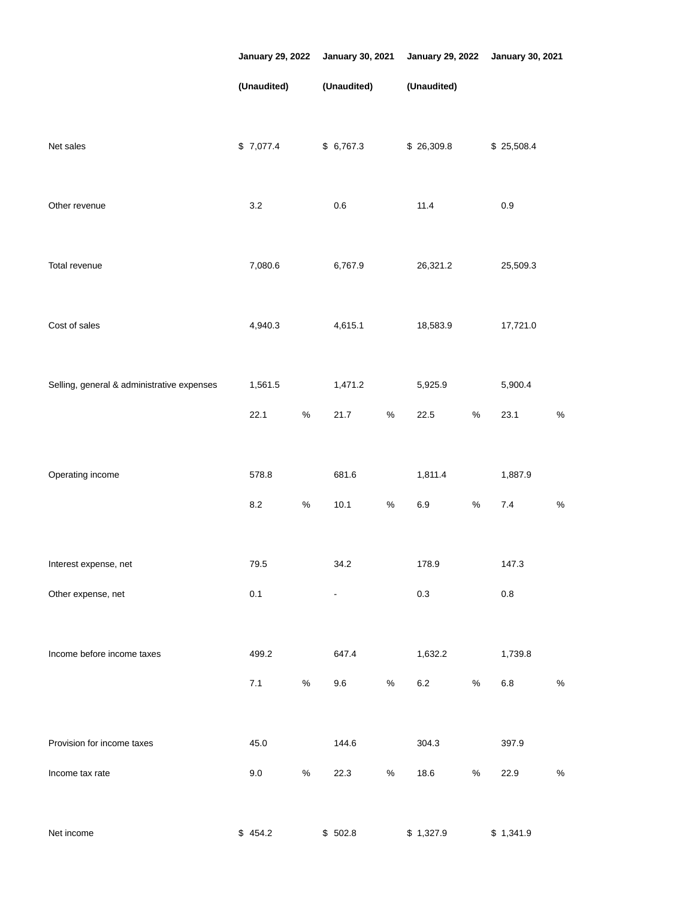| | January 29, 2022 | January 30, 2021 | January 29, 2022 | January 30, 2021 |
|---|---|---|---|---|
| | (Unaudited) | (Unaudited) | (Unaudited) | |
| Net sales | $ 7,077.4 | $ 6,767.3 | $ 26,309.8 | $ 25,508.4 |
| Other revenue | 3.2 | 0.6 | 11.4 | 0.9 |
| Total revenue | 7,080.6 | 6,767.9 | 26,321.2 | 25,509.3 |
| Cost of sales | 4,940.3 | 4,615.1 | 18,583.9 | 17,721.0 |
| Selling, general & administrative expenses | 1,561.5 | 1,471.2 | 5,925.9 | 5,900.4 |
| | 22.1 % | 21.7 % | 22.5 % | 23.1 % |
| Operating income | 578.8 | 681.6 | 1,811.4 | 1,887.9 |
| | 8.2 % | 10.1 % | 6.9 % | 7.4 % |
| Interest expense, net | 79.5 | 34.2 | 178.9 | 147.3 |
| Other expense, net | 0.1 | - | 0.3 | 0.8 |
| Income before income taxes | 499.2 | 647.4 | 1,632.2 | 1,739.8 |
| | 7.1 % | 9.6 % | 6.2 % | 6.8 % |
| Provision for income taxes | 45.0 | 144.6 | 304.3 | 397.9 |
| Income tax rate | 9.0 % | 22.3 % | 18.6 % | 22.9 % |
| Net income | $ 454.2 | $ 502.8 | $ 1,327.9 | $ 1,341.9 |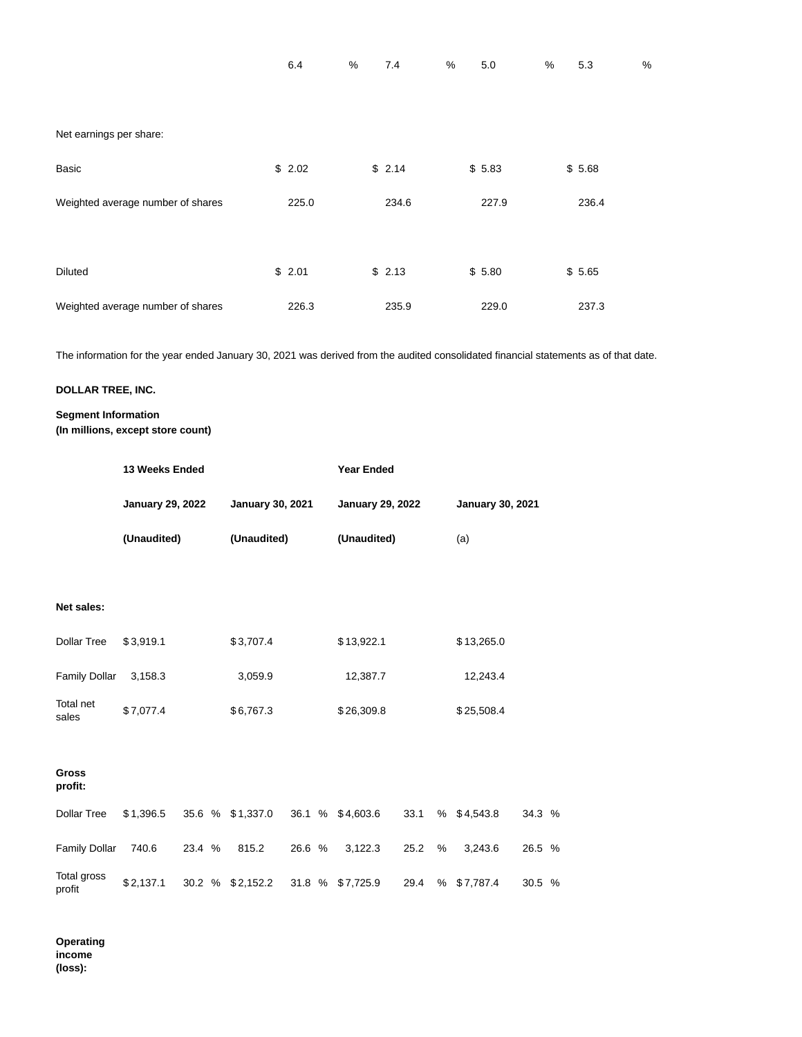| | | | | |
|---|---|---|---|---|
| | 6.4 % | 7.4 % | 5.0 % | 5.3 % |
| Net earnings per share: | | | | |
| Basic | $ 2.02 | $ 2.14 | $ 5.83 | $ 5.68 |
| Weighted average number of shares | 225.0 | 234.6 | 227.9 | 236.4 |
| Diluted | $ 2.01 | $ 2.13 | $ 5.80 | $ 5.65 |
| Weighted average number of shares | 226.3 | 235.9 | 229.0 | 237.3 |

The information for the year ended January 30, 2021 was derived from the audited consolidated financial statements as of that date.

**DOLLAR TREE, INC.**

**Segment Information**
**(In millions, except store count)**

| | **13 Weeks Ended** | | | | **Year Ended** | | | |
|---|---|---|---|---|---|---|---|---|
| | **January 29, 2022** | | **January 30, 2021** | | **January 29, 2022** | | **January 30, 2021** | |
| | **(Unaudited)** | | **(Unaudited)** | | **(Unaudited)** | | (a) | |
| **Net sales:** | | | | | | | | |
| Dollar Tree | $3,919.1 | | $3,707.4 | | $13,922.1 | | $13,265.0 | |
| Family Dollar | 3,158.3 | | 3,059.9 | | 12,387.7 | | 12,243.4 | |
| Total net sales | $7,077.4 | | $6,767.3 | | $26,309.8 | | $25,508.4 | |
| **Gross profit:** | | | | | | | | |
| Dollar Tree | $1,396.5 | 35.6 % | $1,337.0 | 36.1 % | $4,603.6 | 33.1 % | $4,543.8 | 34.3 % |
| Family Dollar | 740.6 | 23.4 % | 815.2 | 26.6 % | 3,122.3 | 25.2 % | 3,243.6 | 26.5 % |
| Total gross profit | $2,137.1 | 30.2 % | $2,152.2 | 31.8 % | $7,725.9 | 29.4 % | $7,787.4 | 30.5 % |
| **Operating income (loss):** | | | | | | | | |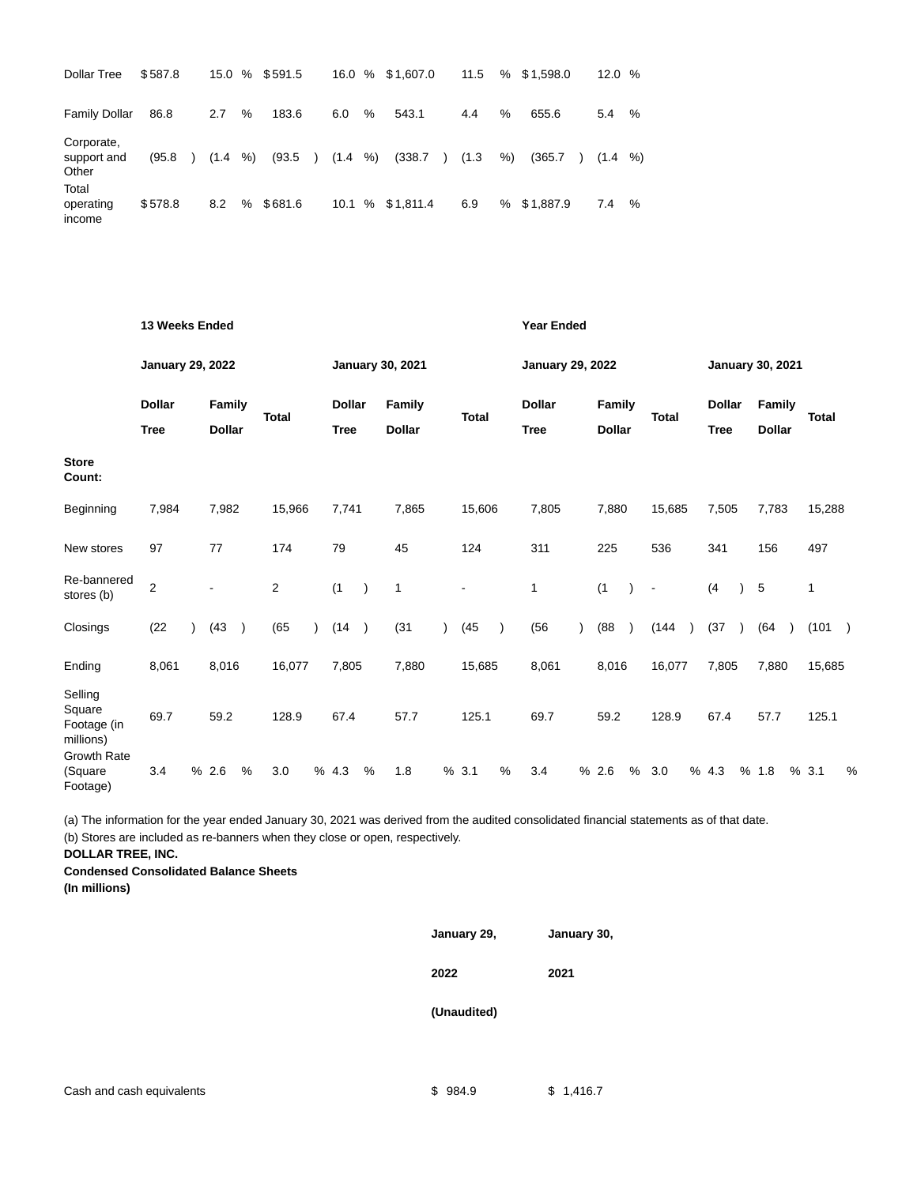| | | | | | | | | |
|---|---|---|---|---|---|---|---|---|
| Dollar Tree | $ 587.8 | 15.0 % | $ 591.5 | 16.0 % | $ 1,607.0 | 11.5 % | $ 1,598.0 | 12.0 % |
| Family Dollar | 86.8 | 2.7 % | 183.6 | 6.0 % | 543.1 | 4.4 % | 655.6 | 5.4 % |
| Corporate, support and Other | (95.8 ) | (1.4 %) | (93.5 ) | (1.4 %) | (338.7 ) | (1.3 %) | (365.7 ) | (1.4 %) |
| Total operating income | $ 578.8 | 8.2 % | $ 681.6 | 10.1 % | $ 1,811.4 | 6.9 % | $ 1,887.9 | 7.4 % |

| | 13 Weeks Ended | | | | | | Year Ended | | | | | |
|---|---|---|---|---|---|---|---|---|---|---|---|---|
| | January 29, 2022 | | | January 30, 2021 | | | January 29, 2022 | | | January 30, 2021 | | |
| | Dollar Tree | Family Dollar | Total | Dollar Tree | Family Dollar | Total | Dollar Tree | Family Dollar | Total | Dollar Tree | Family Dollar | Total |
| **Store Count:** | | | | | | | | | | | | |
| Beginning | 7,984 | 7,982 | 15,966 | 7,741 | 7,865 | 15,606 | 7,805 | 7,880 | 15,685 | 7,505 | 7,783 | 15,288 |
| New stores | 97 | 77 | 174 | 79 | 45 | 124 | 311 | 225 | 536 | 341 | 156 | 497 |
| Re-bannered stores (b) | 2 | - | 2 | (1 ) | 1 | - | 1 | (1 ) | - | (4 ) | 5 | 1 |
| Closings | (22 ) | (43 ) | (65 ) | (14 ) | (31 ) | (45 ) | (56 ) | (88 ) | (144 ) | (37 ) | (64 ) | (101 ) |
| Ending | 8,061 | 8,016 | 16,077 | 7,805 | 7,880 | 15,685 | 8,061 | 8,016 | 16,077 | 7,805 | 7,880 | 15,685 |
| Selling Square Footage (in millions) | 69.7 | 59.2 | 128.9 | 67.4 | 57.7 | 125.1 | 69.7 | 59.2 | 128.9 | 67.4 | 57.7 | 125.1 |
| Growth Rate (Square Footage) | 3.4 % | 2.6 % | 3.0 % | 4.3 % | 1.8 % | 3.1 % | 3.4 % | 2.6 % | 3.0 % | 4.3 % | 1.8 % | 3.1 % |

(a) The information for the year ended January 30, 2021 was derived from the audited consolidated financial statements as of that date.

(b) Stores are included as re-banners when they close or open, respectively.

**DOLLAR TREE, INC.**

**Condensed Consolidated Balance Sheets**

**(In millions)**

| | January 29, 2022 (Unaudited) | January 30, 2021 |
|---|---|---|
| Cash and cash equivalents | $ 984.9 | $ 1,416.7 |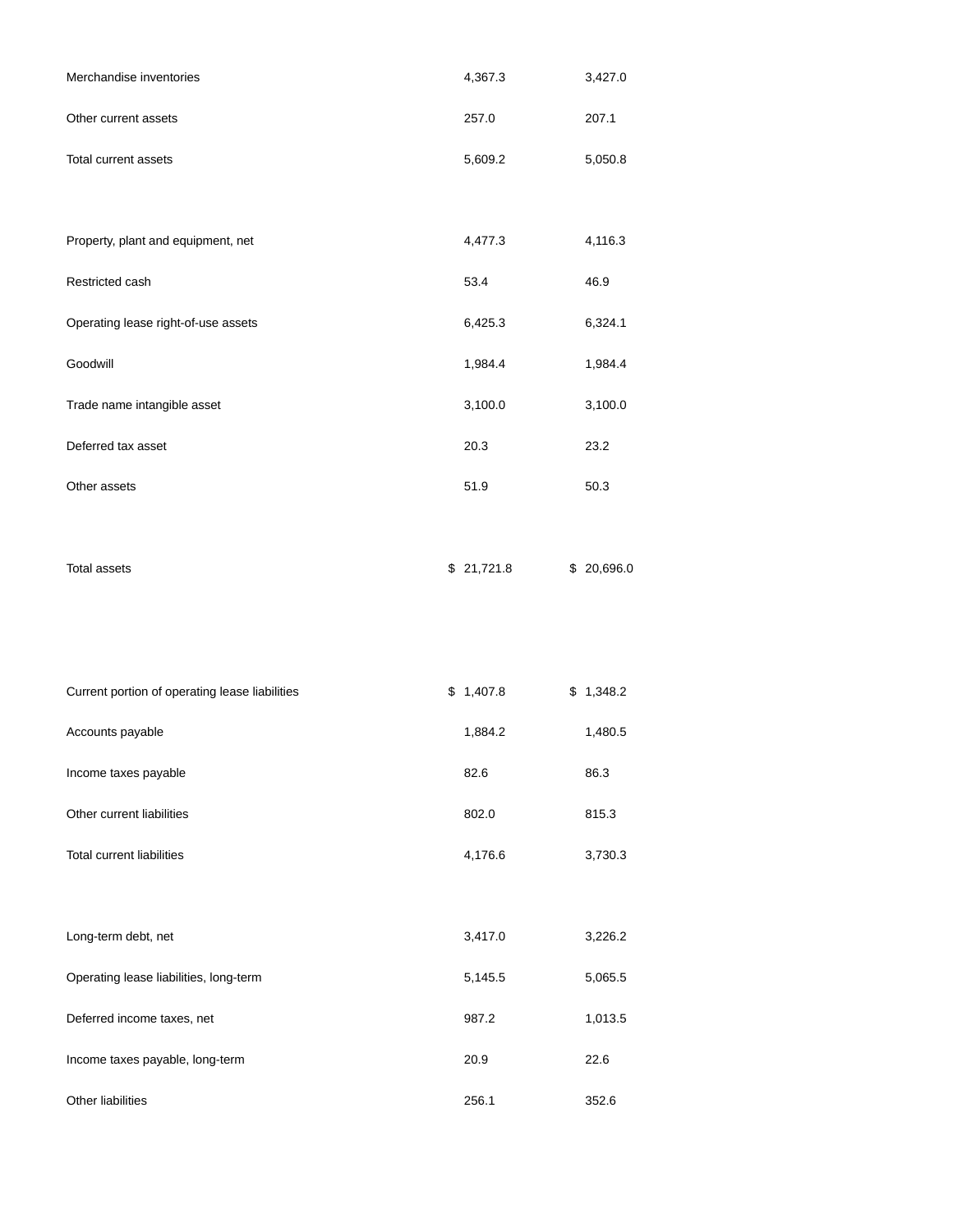| | | |
|---|---|---|
| Merchandise inventories | 4,367.3 | 3,427.0 |
| Other current assets | 257.0 | 207.1 |
| Total current assets | 5,609.2 | 5,050.8 |
| | | |
| Property, plant and equipment, net | 4,477.3 | 4,116.3 |
| Restricted cash | 53.4 | 46.9 |
| Operating lease right-of-use assets | 6,425.3 | 6,324.1 |
| Goodwill | 1,984.4 | 1,984.4 |
| Trade name intangible asset | 3,100.0 | 3,100.0 |
| Deferred tax asset | 20.3 | 23.2 |
| Other assets | 51.9 | 50.3 |
| | | |
| Total assets | $ 21,721.8 | $ 20,696.0 |
| | | |
| Current portion of operating lease liabilities | $ 1,407.8 | $ 1,348.2 |
| Accounts payable | 1,884.2 | 1,480.5 |
| Income taxes payable | 82.6 | 86.3 |
| Other current liabilities | 802.0 | 815.3 |
| Total current liabilities | 4,176.6 | 3,730.3 |
| | | |
| Long-term debt, net | 3,417.0 | 3,226.2 |
| Operating lease liabilities, long-term | 5,145.5 | 5,065.5 |
| Deferred income taxes, net | 987.2 | 1,013.5 |
| Income taxes payable, long-term | 20.9 | 22.6 |
| Other liabilities | 256.1 | 352.6 |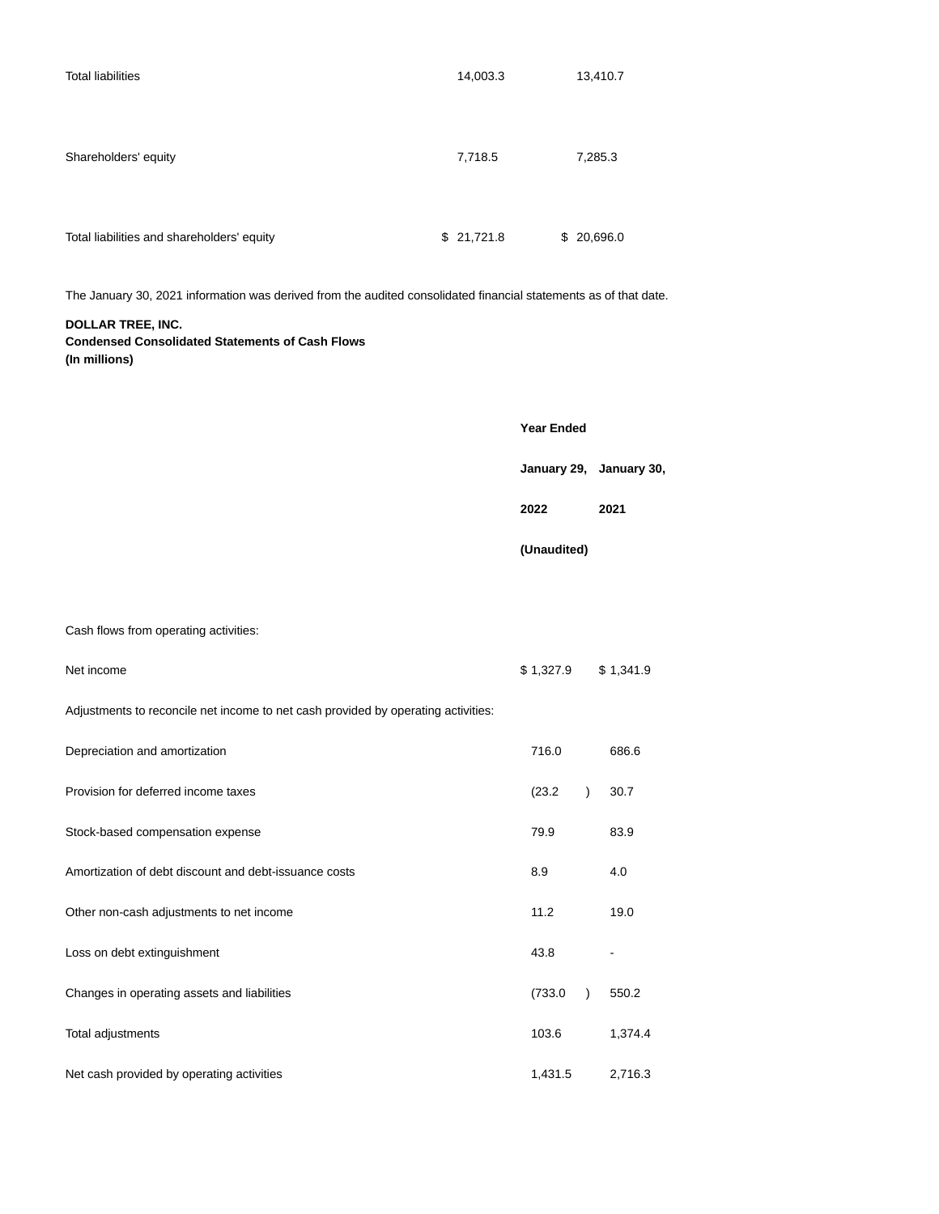| | | |
|---|---|---|
| Total liabilities | 14,003.3 | 13,410.7 |
| Shareholders' equity | 7,718.5 | 7,285.3 |
| Total liabilities and shareholders' equity | $ 21,721.8 | $ 20,696.0 |

The January 30, 2021 information was derived from the audited consolidated financial statements as of that date.

**DOLLAR TREE, INC.**
**Condensed Consolidated Statements of Cash Flows**
**(In millions)**

| | **Year Ended** | |
|---|---|---|
| | **January 29, 2022 (Unaudited)** | **January 30, 2021** |
| Cash flows from operating activities: | | |
| Net income | $ 1,327.9 | $ 1,341.9 |
| Adjustments to reconcile net income to net cash provided by operating activities: | | |
| Depreciation and amortization | 716.0 | 686.6 |
| Provision for deferred income taxes | (23.2) | 30.7 |
| Stock-based compensation expense | 79.9 | 83.9 |
| Amortization of debt discount and debt-issuance costs | 8.9 | 4.0 |
| Other non-cash adjustments to net income | 11.2 | 19.0 |
| Loss on debt extinguishment | 43.8 | - |
| Changes in operating assets and liabilities | (733.0) | 550.2 |
| Total adjustments | 103.6 | 1,374.4 |
| Net cash provided by operating activities | 1,431.5 | 2,716.3 |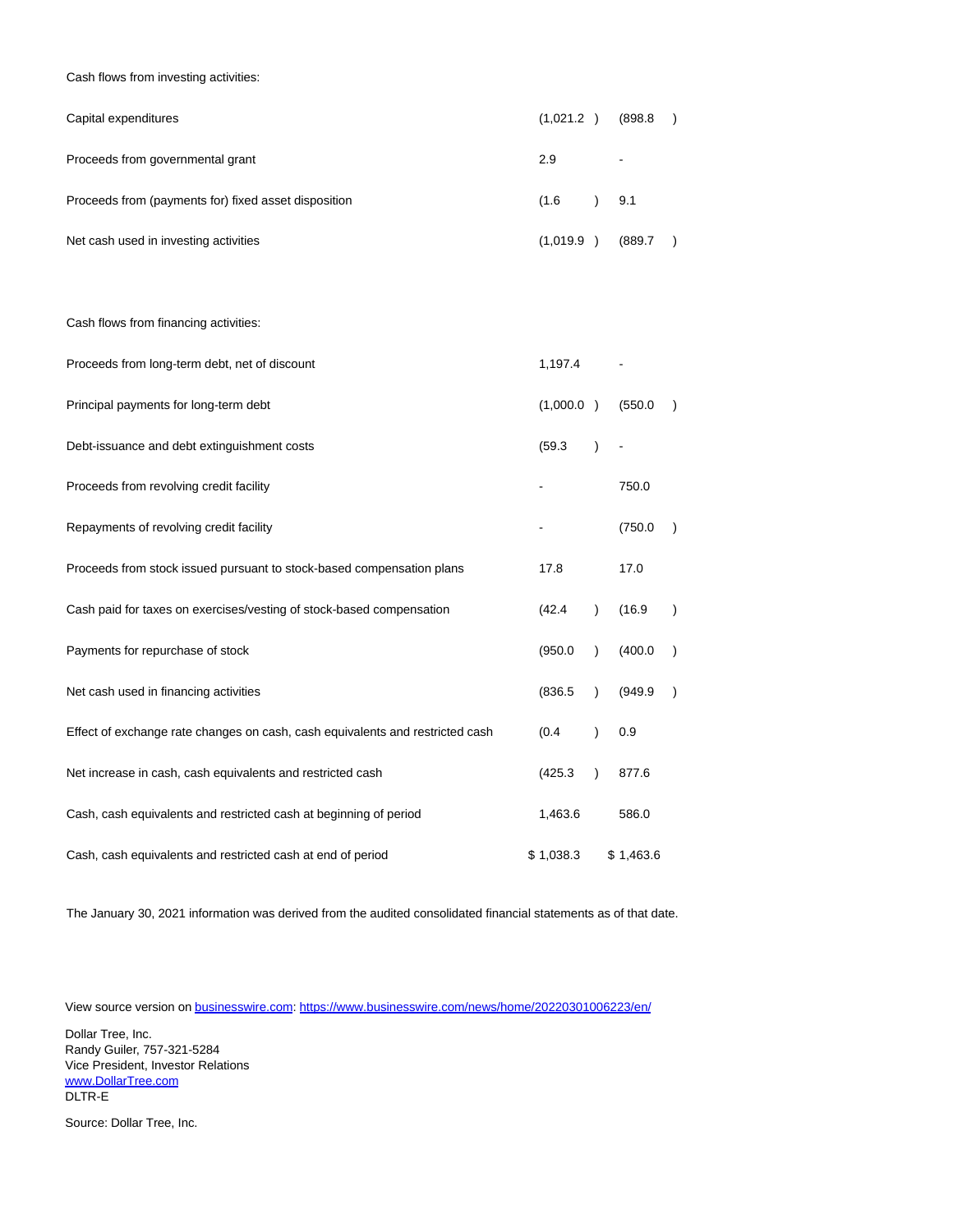| | | |
|---|---|---|
| Cash flows from investing activities: | | |
| Capital expenditures | (1,021.2 ) | (898.8 ) |
| Proceeds from governmental grant | 2.9 | - |
| Proceeds from (payments for) fixed asset disposition | (1.6 ) | 9.1 |
| Net cash used in investing activities | (1,019.9 ) | (889.7 ) |
| | | |
| Cash flows from financing activities: | | |
| Proceeds from long-term debt, net of discount | 1,197.4 | - |
| Principal payments for long-term debt | (1,000.0 ) | (550.0 ) |
| Debt-issuance and debt extinguishment costs | (59.3 ) | - |
| Proceeds from revolving credit facility | - | 750.0 |
| Repayments of revolving credit facility | - | (750.0 ) |
| Proceeds from stock issued pursuant to stock-based compensation plans | 17.8 | 17.0 |
| Cash paid for taxes on exercises/vesting of stock-based compensation | (42.4 ) | (16.9 ) |
| Payments for repurchase of stock | (950.0 ) | (400.0 ) |
| Net cash used in financing activities | (836.5 ) | (949.9 ) |
| Effect of exchange rate changes on cash, cash equivalents and restricted cash | (0.4 ) | 0.9 |
| Net increase in cash, cash equivalents and restricted cash | (425.3 ) | 877.6 |
| Cash, cash equivalents and restricted cash at beginning of period | 1,463.6 | 586.0 |
| Cash, cash equivalents and restricted cash at end of period | $ 1,038.3 | $ 1,463.6 |

The January 30, 2021 information was derived from the audited consolidated financial statements as of that date.

View source version on businesswire.com: https://www.businesswire.com/news/home/20220301006223/en/

Dollar Tree, Inc.
Randy Guiler, 757-321-5284
Vice President, Investor Relations
www.DollarTree.com
DLTR-E

Source: Dollar Tree, Inc.